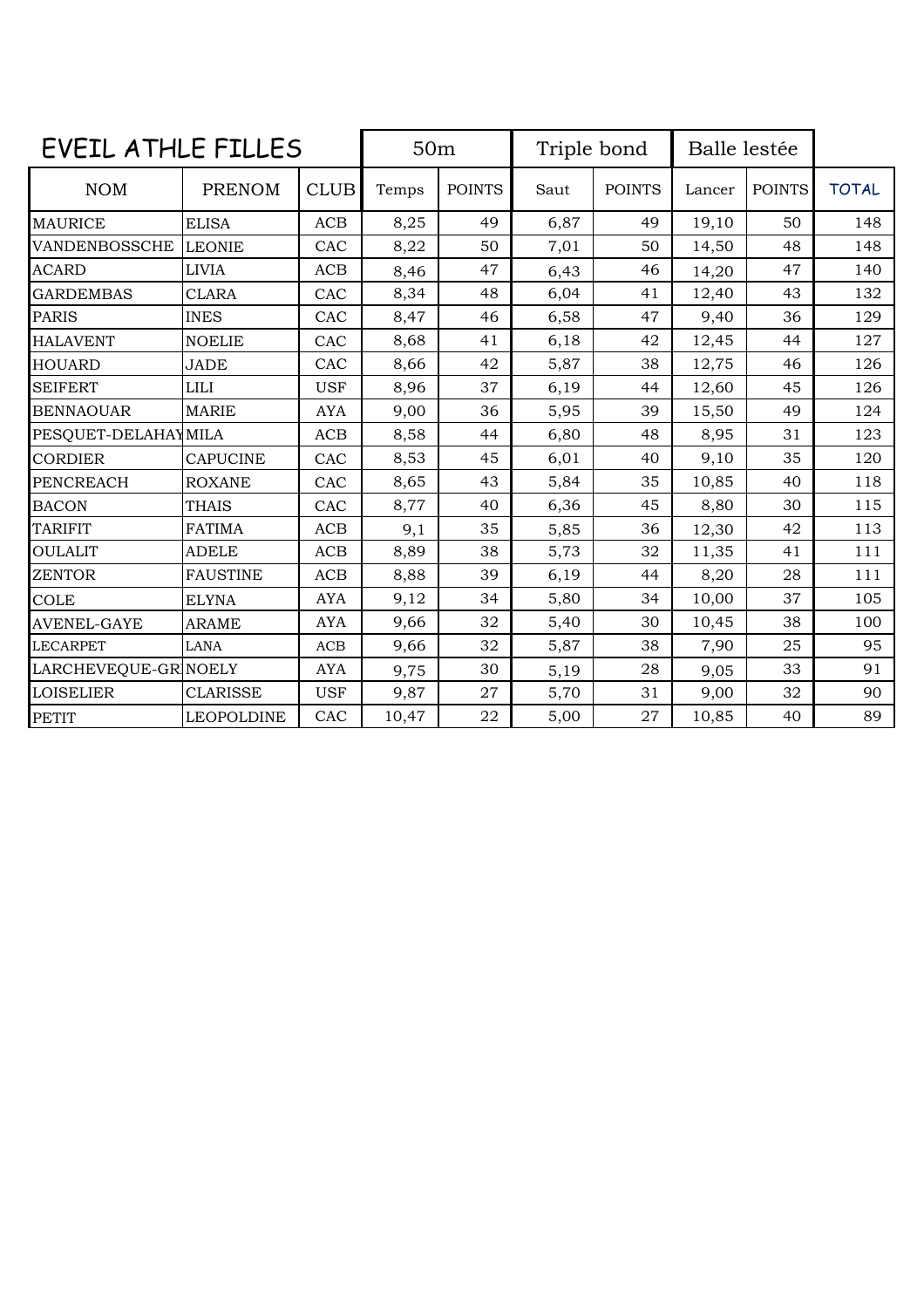| EVEIL ATHLE FILLES | | | 50m | | Triple bond | | Balle lestée | | |
|---|---|---|---|---|---|---|---|---|---|
| NOM | PRENOM | CLUB | Temps | POINTS | Saut | POINTS | Lancer | POINTS | TOTAL |
| MAURICE | ELISA | ACB | 8,25 | 49 | 6,87 | 49 | 19,10 | 50 | 148 |
| VANDENBOSSCHE | LEONIE | CAC | 8,22 | 50 | 7,01 | 50 | 14,50 | 48 | 148 |
| ACARD | LIVIA | ACB | 8,46 | 47 | 6,43 | 46 | 14,20 | 47 | 140 |
| GARDEMBAS | CLARA | CAC | 8,34 | 48 | 6,04 | 41 | 12,40 | 43 | 132 |
| PARIS | INES | CAC | 8,47 | 46 | 6,58 | 47 | 9,40 | 36 | 129 |
| HALAVENT | NOELIE | CAC | 8,68 | 41 | 6,18 | 42 | 12,45 | 44 | 127 |
| HOUARD | JADE | CAC | 8,66 | 42 | 5,87 | 38 | 12,75 | 46 | 126 |
| SEIFERT | LILI | USF | 8,96 | 37 | 6,19 | 44 | 12,60 | 45 | 126 |
| BENNAOUAR | MARIE | AYA | 9,00 | 36 | 5,95 | 39 | 15,50 | 49 | 124 |
| PESQUET-DELAHAY | MILA | ACB | 8,58 | 44 | 6,80 | 48 | 8,95 | 31 | 123 |
| CORDIER | CAPUCINE | CAC | 8,53 | 45 | 6,01 | 40 | 9,10 | 35 | 120 |
| PENCREACH | ROXANE | CAC | 8,65 | 43 | 5,84 | 35 | 10,85 | 40 | 118 |
| BACON | THAIS | CAC | 8,77 | 40 | 6,36 | 45 | 8,80 | 30 | 115 |
| TARIFIT | FATIMA | ACB | 9,1 | 35 | 5,85 | 36 | 12,30 | 42 | 113 |
| OULALIT | ADELE | ACB | 8,89 | 38 | 5,73 | 32 | 11,35 | 41 | 111 |
| ZENTOR | FAUSTINE | ACB | 8,88 | 39 | 6,19 | 44 | 8,20 | 28 | 111 |
| COLE | ELYNA | AYA | 9,12 | 34 | 5,80 | 34 | 10,00 | 37 | 105 |
| AVENEL-GAYE | ARAME | AYA | 9,66 | 32 | 5,40 | 30 | 10,45 | 38 | 100 |
| LECARPET | LANA | ACB | 9,66 | 32 | 5,87 | 38 | 7,90 | 25 | 95 |
| LARCHEVEQUE-GR | NOELY | AYA | 9,75 | 30 | 5,19 | 28 | 9,05 | 33 | 91 |
| LOISELIER | CLARISSE | USF | 9,87 | 27 | 5,70 | 31 | 9,00 | 32 | 90 |
| PETIT | LEOPOLDINE | CAC | 10,47 | 22 | 5,00 | 27 | 10,85 | 40 | 89 |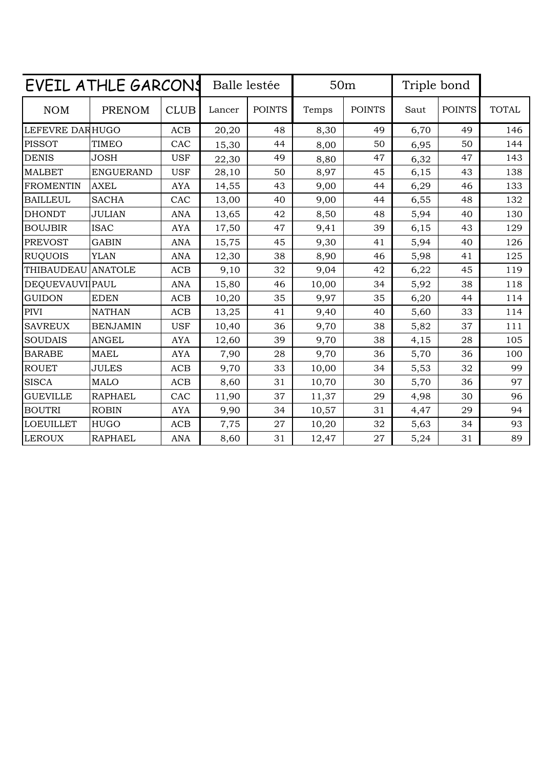| EVEIL ATHLE GARCONS | | | Balle lestée | | 50m | | Triple bond | | |
|---|---|---|---|---|---|---|---|---|---|
| NOM | PRENOM | CLUB | Lancer | POINTS | Temps | POINTS | Saut | POINTS | TOTAL |
| LEFEVRE DAR | HUGO | ACB | 20,20 | 48 | 8,30 | 49 | 6,70 | 49 | 146 |
| PISSOT | TIMEO | CAC | 15,30 | 44 | 8,00 | 50 | 6,95 | 50 | 144 |
| DENIS | JOSH | USF | 22,30 | 49 | 8,80 | 47 | 6,32 | 47 | 143 |
| MALBET | ENGUERAND | USF | 28,10 | 50 | 8,97 | 45 | 6,15 | 43 | 138 |
| FROMENTIN | AXEL | AYA | 14,55 | 43 | 9,00 | 44 | 6,29 | 46 | 133 |
| BAILLEUL | SACHA | CAC | 13,00 | 40 | 9,00 | 44 | 6,55 | 48 | 132 |
| DHONDT | JULIAN | ANA | 13,65 | 42 | 8,50 | 48 | 5,94 | 40 | 130 |
| BOUJBIR | ISAC | AYA | 17,50 | 47 | 9,41 | 39 | 6,15 | 43 | 129 |
| PREVOST | GABIN | ANA | 15,75 | 45 | 9,30 | 41 | 5,94 | 40 | 126 |
| RUQUOIS | YLAN | ANA | 12,30 | 38 | 8,90 | 46 | 5,98 | 41 | 125 |
| THIBAUDEAU | ANATOLE | ACB | 9,10 | 32 | 9,04 | 42 | 6,22 | 45 | 119 |
| DEQUEVAUVI | PAUL | ANA | 15,80 | 46 | 10,00 | 34 | 5,92 | 38 | 118 |
| GUIDON | EDEN | ACB | 10,20 | 35 | 9,97 | 35 | 6,20 | 44 | 114 |
| PIVI | NATHAN | ACB | 13,25 | 41 | 9,40 | 40 | 5,60 | 33 | 114 |
| SAVREUX | BENJAMIN | USF | 10,40 | 36 | 9,70 | 38 | 5,82 | 37 | 111 |
| SOUDAIS | ANGEL | AYA | 12,60 | 39 | 9,70 | 38 | 4,15 | 28 | 105 |
| BARABE | MAEL | AYA | 7,90 | 28 | 9,70 | 36 | 5,70 | 36 | 100 |
| ROUET | JULES | ACB | 9,70 | 33 | 10,00 | 34 | 5,53 | 32 | 99 |
| SISCA | MALO | ACB | 8,60 | 31 | 10,70 | 30 | 5,70 | 36 | 97 |
| GUEVILLE | RAPHAEL | CAC | 11,90 | 37 | 11,37 | 29 | 4,98 | 30 | 96 |
| BOUTRI | ROBIN | AYA | 9,90 | 34 | 10,57 | 31 | 4,47 | 29 | 94 |
| LOEUILLET | HUGO | ACB | 7,75 | 27 | 10,20 | 32 | 5,63 | 34 | 93 |
| LEROUX | RAPHAEL | ANA | 8,60 | 31 | 12,47 | 27 | 5,24 | 31 | 89 |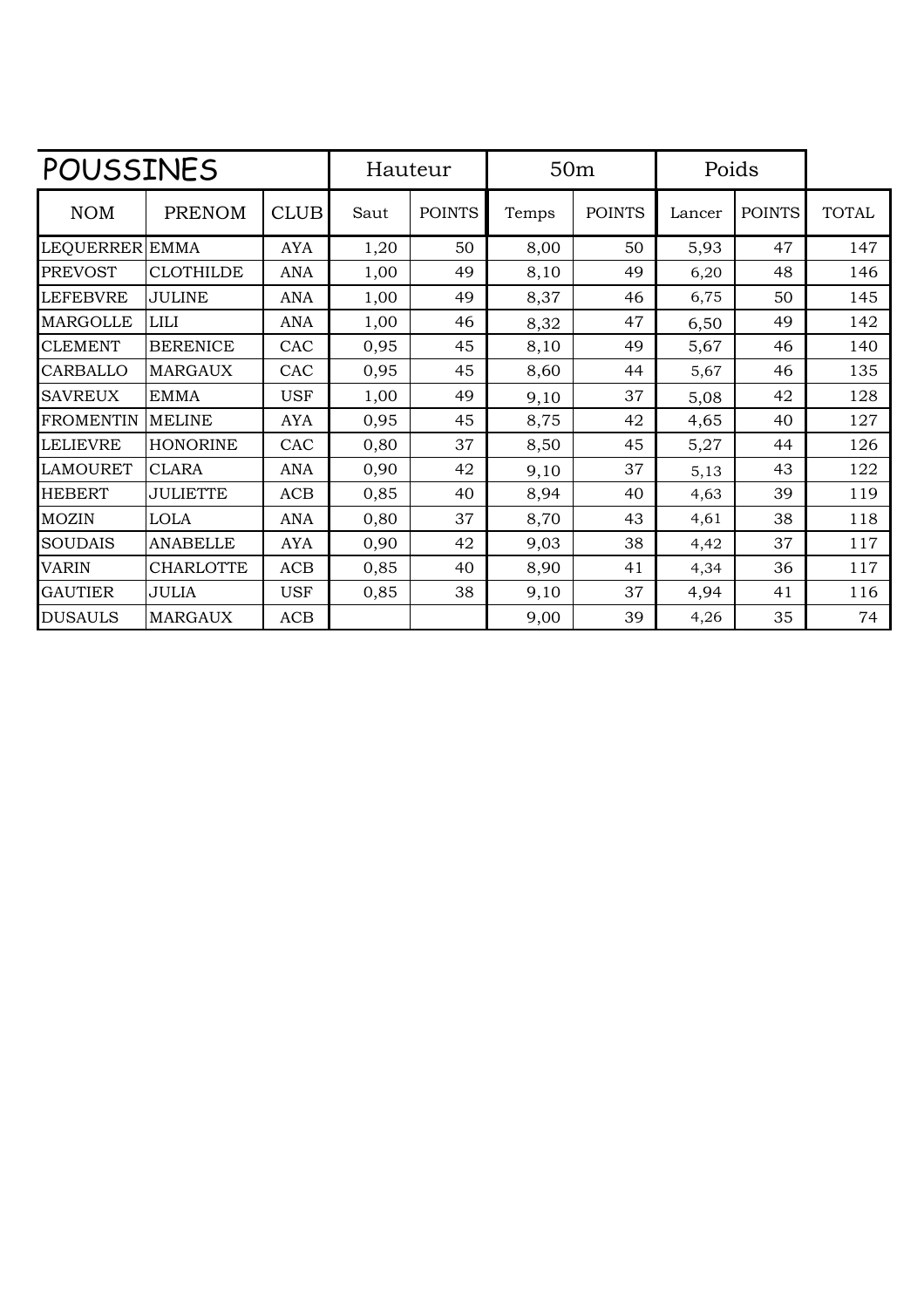| POUSSINES | | | Hauteur | | 50m | | Poids | | |
|---|---|---|---|---|---|---|---|---|---|
| NOM | PRENOM | CLUB | Saut | POINTS | Temps | POINTS | Lancer | POINTS | TOTAL |
| LEQUERRER | EMMA | AYA | 1,20 | 50 | 8,00 | 50 | 5,93 | 47 | 147 |
| PREVOST | CLOTHILDE | ANA | 1,00 | 49 | 8,10 | 49 | 6,20 | 48 | 146 |
| LEFEBVRE | JULINE | ANA | 1,00 | 49 | 8,37 | 46 | 6,75 | 50 | 145 |
| MARGOLLE | LILI | ANA | 1,00 | 46 | 8,32 | 47 | 6,50 | 49 | 142 |
| CLEMENT | BERENICE | CAC | 0,95 | 45 | 8,10 | 49 | 5,67 | 46 | 140 |
| CARBALLO | MARGAUX | CAC | 0,95 | 45 | 8,60 | 44 | 5,67 | 46 | 135 |
| SAVREUX | EMMA | USF | 1,00 | 49 | 9,10 | 37 | 5,08 | 42 | 128 |
| FROMENTIN | MELINE | AYA | 0,95 | 45 | 8,75 | 42 | 4,65 | 40 | 127 |
| LELIEVRE | HONORINE | CAC | 0,80 | 37 | 8,50 | 45 | 5,27 | 44 | 126 |
| LAMOURET | CLARA | ANA | 0,90 | 42 | 9,10 | 37 | 5,13 | 43 | 122 |
| HEBERT | JULIETTE | ACB | 0,85 | 40 | 8,94 | 40 | 4,63 | 39 | 119 |
| MOZIN | LOLA | ANA | 0,80 | 37 | 8,70 | 43 | 4,61 | 38 | 118 |
| SOUDAIS | ANABELLE | AYA | 0,90 | 42 | 9,03 | 38 | 4,42 | 37 | 117 |
| VARIN | CHARLOTTE | ACB | 0,85 | 40 | 8,90 | 41 | 4,34 | 36 | 117 |
| GAUTIER | JULIA | USF | 0,85 | 38 | 9,10 | 37 | 4,94 | 41 | 116 |
| DUSAULS | MARGAUX | ACB | | | 9,00 | 39 | 4,26 | 35 | 74 |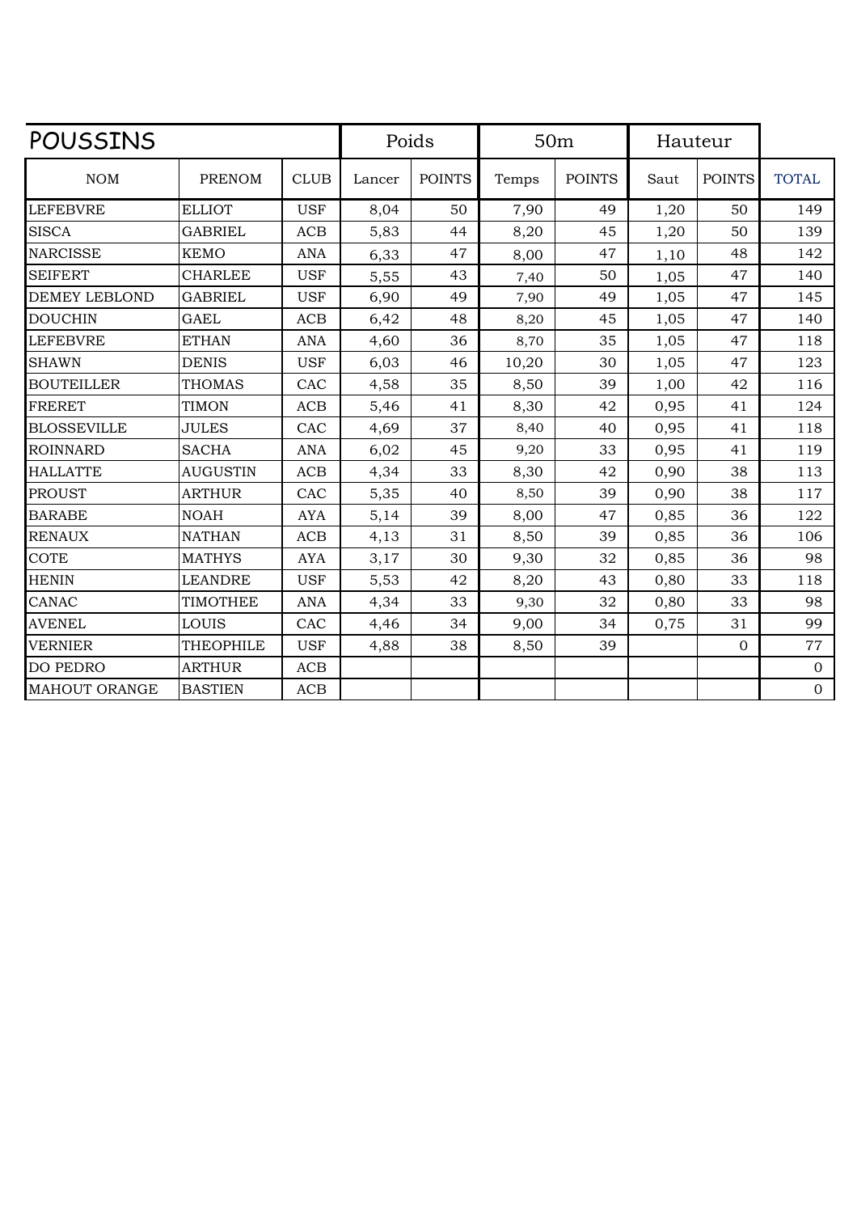| POUSSINS | | | Poids | | 50m | | Hauteur | | |
|---|---|---|---|---|---|---|---|---|---|
| NOM | PRENOM | CLUB | Lancer | POINTS | Temps | POINTS | Saut | POINTS | TOTAL |
| LEFEBVRE | ELLIOT | USF | 8,04 | 50 | 7,90 | 49 | 1,20 | 50 | 149 |
| SISCA | GABRIEL | ACB | 5,83 | 44 | 8,20 | 45 | 1,20 | 50 | 139 |
| NARCISSE | KEMO | ANA | 6,33 | 47 | 8,00 | 47 | 1,10 | 48 | 142 |
| SEIFERT | CHARLEE | USF | 5,55 | 43 | 7,40 | 50 | 1,05 | 47 | 140 |
| DEMEY LEBLOND | GABRIEL | USF | 6,90 | 49 | 7,90 | 49 | 1,05 | 47 | 145 |
| DOUCHIN | GAEL | ACB | 6,42 | 48 | 8,20 | 45 | 1,05 | 47 | 140 |
| LEFEBVRE | ETHAN | ANA | 4,60 | 36 | 8,70 | 35 | 1,05 | 47 | 118 |
| SHAWN | DENIS | USF | 6,03 | 46 | 10,20 | 30 | 1,05 | 47 | 123 |
| BOUTEILLER | THOMAS | CAC | 4,58 | 35 | 8,50 | 39 | 1,00 | 42 | 116 |
| FRERET | TIMON | ACB | 5,46 | 41 | 8,30 | 42 | 0,95 | 41 | 124 |
| BLOSSEVILLE | JULES | CAC | 4,69 | 37 | 8,40 | 40 | 0,95 | 41 | 118 |
| ROINNARD | SACHA | ANA | 6,02 | 45 | 9,20 | 33 | 0,95 | 41 | 119 |
| HALLATTE | AUGUSTIN | ACB | 4,34 | 33 | 8,30 | 42 | 0,90 | 38 | 113 |
| PROUST | ARTHUR | CAC | 5,35 | 40 | 8,50 | 39 | 0,90 | 38 | 117 |
| BARABE | NOAH | AYA | 5,14 | 39 | 8,00 | 47 | 0,85 | 36 | 122 |
| RENAUX | NATHAN | ACB | 4,13 | 31 | 8,50 | 39 | 0,85 | 36 | 106 |
| COTE | MATHYS | AYA | 3,17 | 30 | 9,30 | 32 | 0,85 | 36 | 98 |
| HENIN | LEANDRE | USF | 5,53 | 42 | 8,20 | 43 | 0,80 | 33 | 118 |
| CANAC | TIMOTHEE | ANA | 4,34 | 33 | 9,30 | 32 | 0,80 | 33 | 98 |
| AVENEL | LOUIS | CAC | 4,46 | 34 | 9,00 | 34 | 0,75 | 31 | 99 |
| VERNIER | THEOPHILE | USF | 4,88 | 38 | 8,50 | 39 | | 0 | 77 |
| DO PEDRO | ARTHUR | ACB | | | | | | | 0 |
| MAHOUT ORANGE | BASTIEN | ACB | | | | | | | 0 |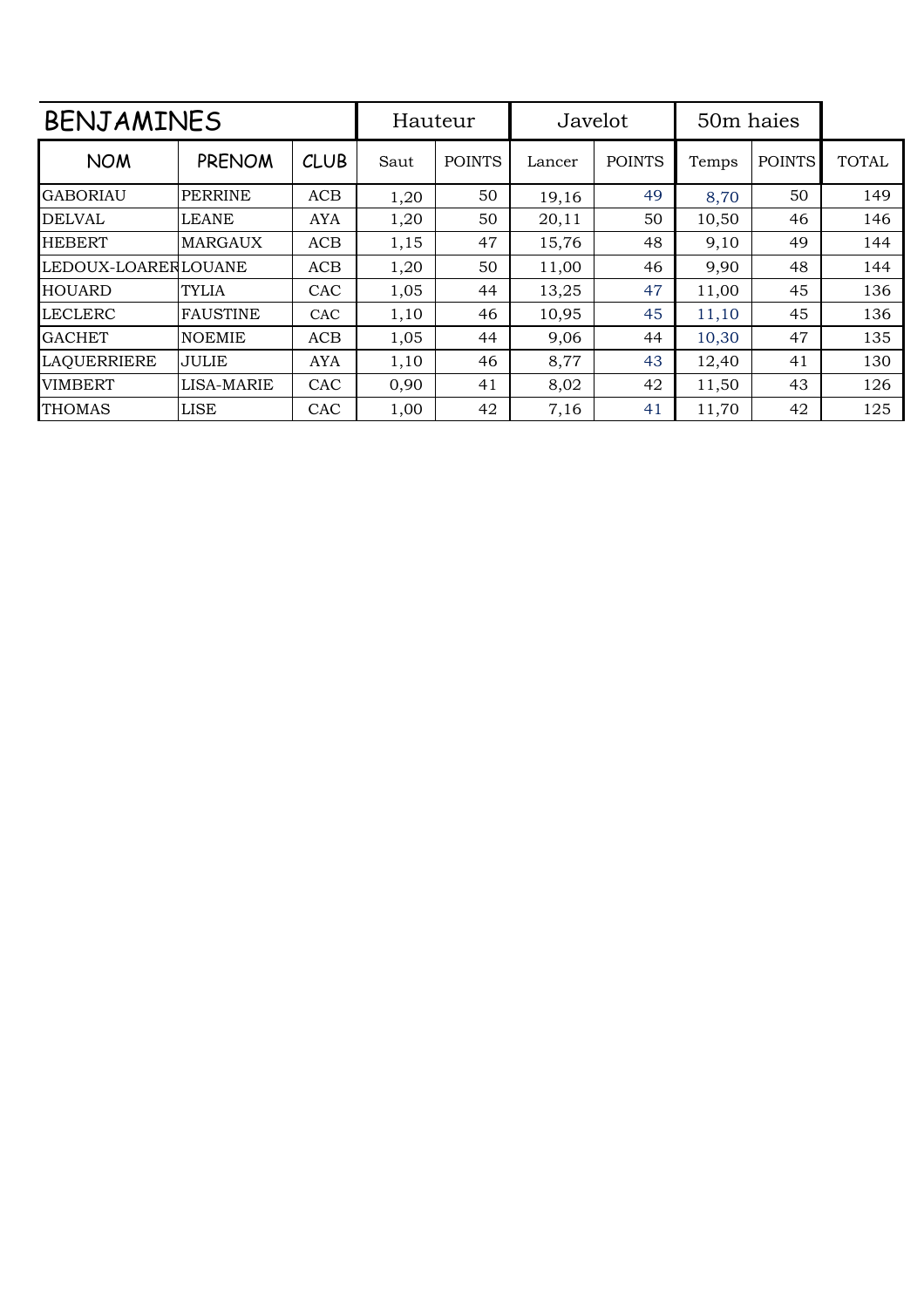| BENJAMINES | | | Hauteur | | Javelot | | 50m haies | | |
|---|---|---|---|---|---|---|---|---|---|
| NOM | PRENOM | CLUB | Saut | POINTS | Lancer | POINTS | Temps | POINTS | TOTAL |
| GABORIAU | PERRINE | ACB | 1,20 | 50 | 19,16 | 49 | 8,70 | 50 | 149 |
| DELVAL | LEANE | AYA | 1,20 | 50 | 20,11 | 50 | 10,50 | 46 | 146 |
| HEBERT | MARGAUX | ACB | 1,15 | 47 | 15,76 | 48 | 9,10 | 49 | 144 |
| LEDOUX-LOARER | LOUANE | ACB | 1,20 | 50 | 11,00 | 46 | 9,90 | 48 | 144 |
| HOUARD | TYLIA | CAC | 1,05 | 44 | 13,25 | 47 | 11,00 | 45 | 136 |
| LECLERC | FAUSTINE | CAC | 1,10 | 46 | 10,95 | 45 | 11,10 | 45 | 136 |
| GACHET | NOEMIE | ACB | 1,05 | 44 | 9,06 | 44 | 10,30 | 47 | 135 |
| LAQUERRIERE | JULIE | AYA | 1,10 | 46 | 8,77 | 43 | 12,40 | 41 | 130 |
| VIMBERT | LISA-MARIE | CAC | 0,90 | 41 | 8,02 | 42 | 11,50 | 43 | 126 |
| THOMAS | LISE | CAC | 1,00 | 42 | 7,16 | 41 | 11,70 | 42 | 125 |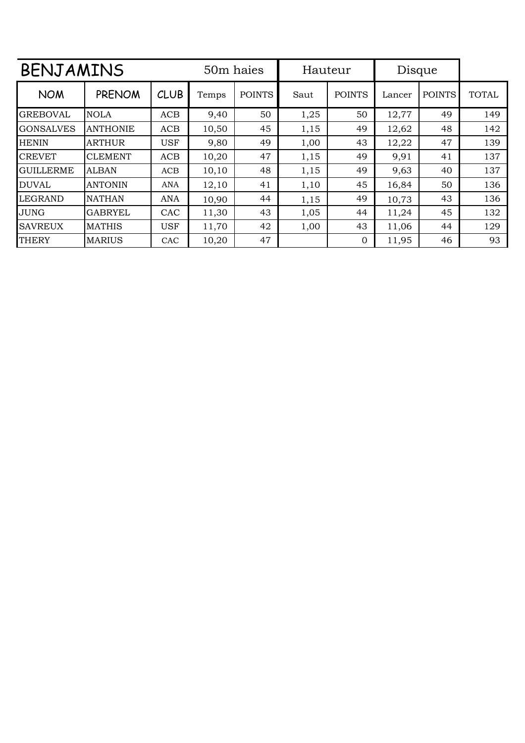| BENJAMINS | | | 50m haies | | Hauteur | | Disque | | |
|---|---|---|---|---|---|---|---|---|---|
| NOM | PRENOM | CLUB | Temps | POINTS | Saut | POINTS | Lancer | POINTS | TOTAL |
| GREBOVAL | NOLA | ACB | 9,40 | 50 | 1,25 | 50 | 12,77 | 49 | 149 |
| GONSALVES | ANTHONIE | ACB | 10,50 | 45 | 1,15 | 49 | 12,62 | 48 | 142 |
| HENIN | ARTHUR | USF | 9,80 | 49 | 1,00 | 43 | 12,22 | 47 | 139 |
| CREVET | CLEMENT | ACB | 10,20 | 47 | 1,15 | 49 | 9,91 | 41 | 137 |
| GUILLERME | ALBAN | ACB | 10,10 | 48 | 1,15 | 49 | 9,63 | 40 | 137 |
| DUVAL | ANTONIN | ANA | 12,10 | 41 | 1,10 | 45 | 16,84 | 50 | 136 |
| LEGRAND | NATHAN | ANA | 10,90 | 44 | 1,15 | 49 | 10,73 | 43 | 136 |
| JUNG | GABRYEL | CAC | 11,30 | 43 | 1,05 | 44 | 11,24 | 45 | 132 |
| SAVREUX | MATHIS | USF | 11,70 | 42 | 1,00 | 43 | 11,06 | 44 | 129 |
| THERY | MARIUS | CAC | 10,20 | 47 | | 0 | 11,95 | 46 | 93 |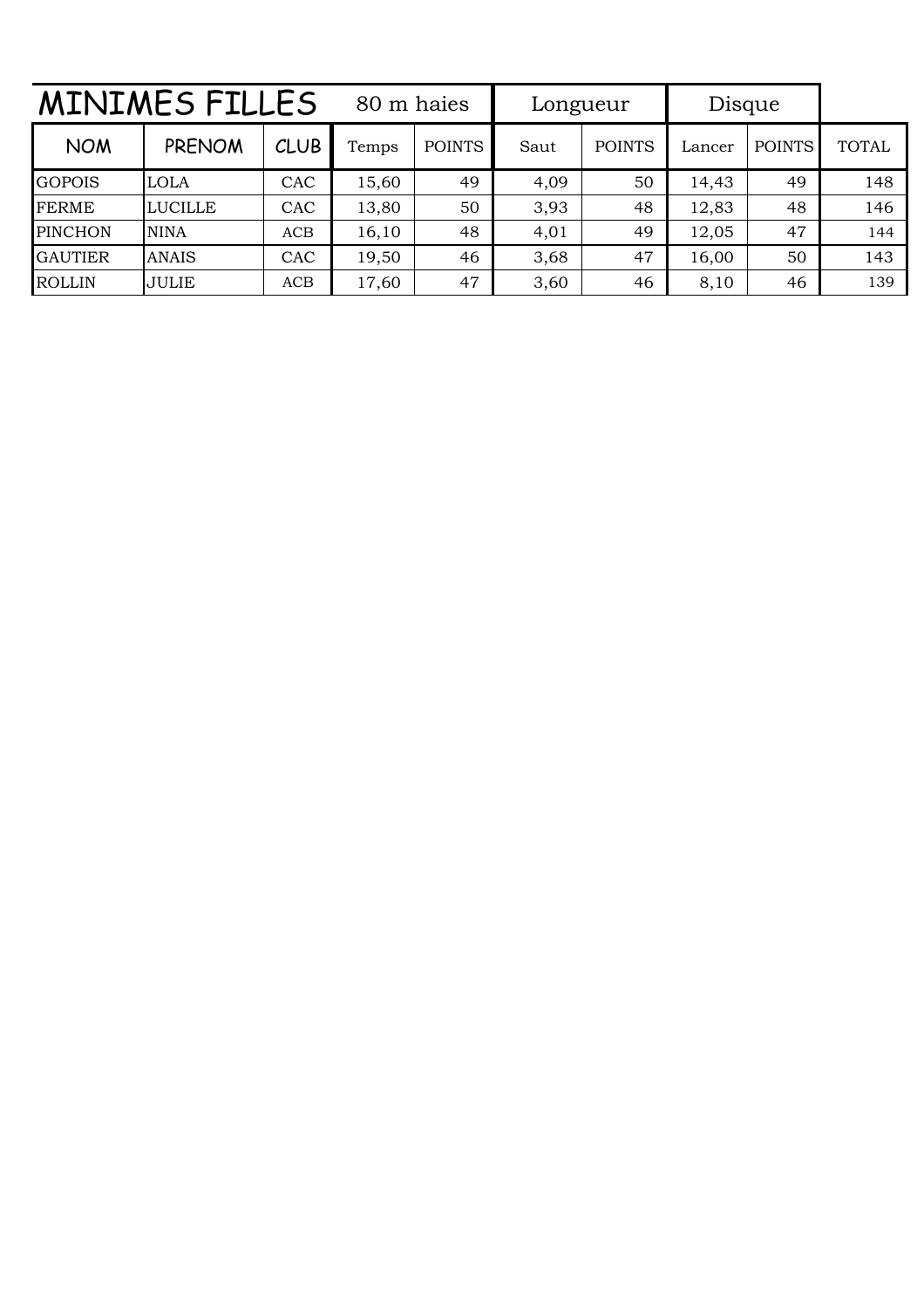| MINIMES FILLES | | | 80 m haies | | Longueur | | Disque | | |
|---|---|---|---|---|---|---|---|---|---|
| NOM | PRENOM | CLUB | Temps | POINTS | Saut | POINTS | Lancer | POINTS | TOTAL |
| GOPOIS | LOLA | CAC | 15,60 | 49 | 4,09 | 50 | 14,43 | 49 | 148 |
| FERME | LUCILLE | CAC | 13,80 | 50 | 3,93 | 48 | 12,83 | 48 | 146 |
| PINCHON | NINA | ACB | 16,10 | 48 | 4,01 | 49 | 12,05 | 47 | 144 |
| GAUTIER | ANAIS | CAC | 19,50 | 46 | 3,68 | 47 | 16,00 | 50 | 143 |
| ROLLIN | JULIE | ACB | 17,60 | 47 | 3,60 | 46 | 8,10 | 46 | 139 |